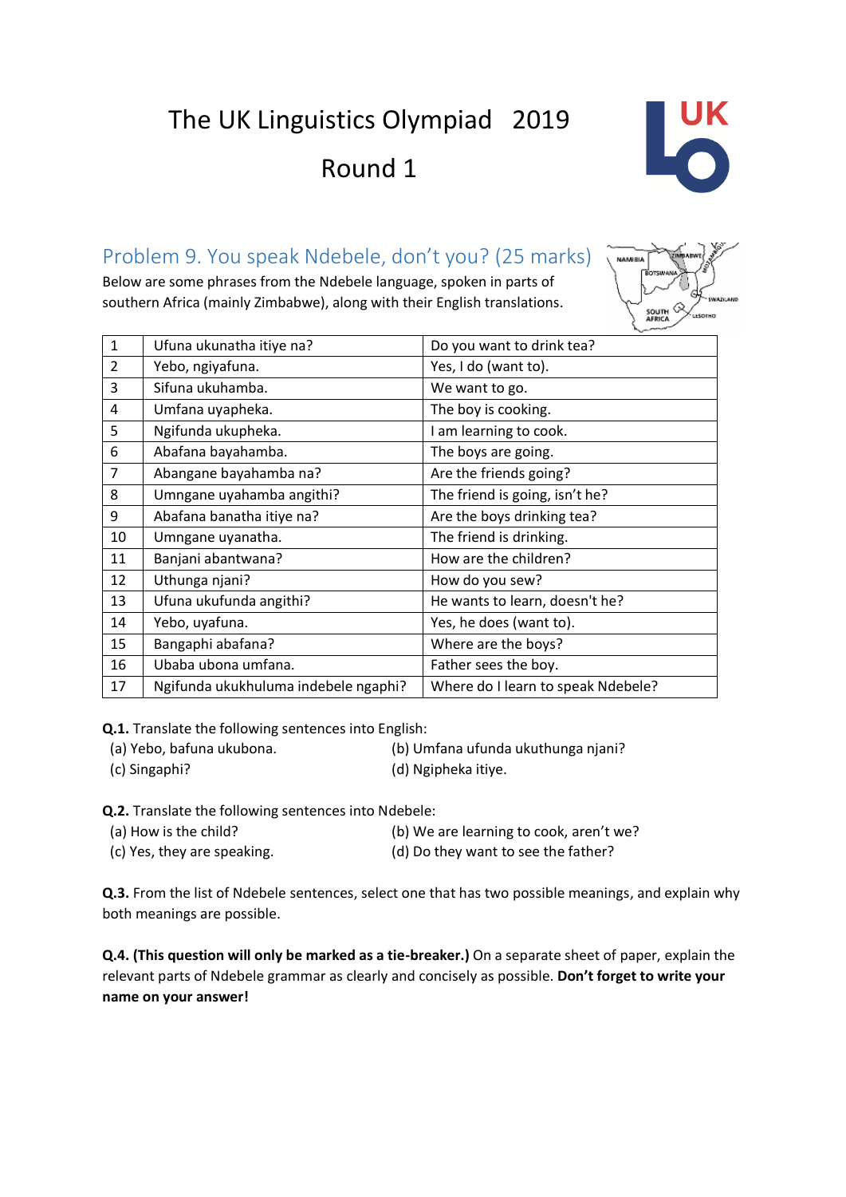# The UK Linguistics Olympiad 2019

## Round 1

## Problem 9. You speak Ndebele, don't you? (25 marks)

Below are some phrases from the Ndebele language, spoken in parts of southern Africa (mainly Zimbabwe), along with their English translations.

| | | |
|---|---|---|
| 1 | Ufuna ukunatha itiye na? | Do you want to drink tea? |
| 2 | Yebo, ngiyafuna. | Yes, I do (want to). |
| 3 | Sifuna ukuhamba. | We want to go. |
| 4 | Umfana uyapheka. | The boy is cooking. |
| 5 | Ngifunda ukupheka. | I am learning to cook. |
| 6 | Abafana bayahamba. | The boys are going. |
| 7 | Abangane bayahamba na? | Are the friends going? |
| 8 | Umngane uyahamba angithi? | The friend is going, isn't he? |
| 9 | Abafana banatha itiye na? | Are the boys drinking tea? |
| 10 | Umngane uyanatha. | The friend is drinking. |
| 11 | Banjani abantwana? | How are the children? |
| 12 | Uthunga njani? | How do you sew? |
| 13 | Ufuna ukufunda angithi? | He wants to learn, doesn't he? |
| 14 | Yebo, uyafuna. | Yes, he does (want to). |
| 15 | Bangaphi abafana? | Where are the boys? |
| 16 | Ubaba ubona umfana. | Father sees the boy. |
| 17 | Ngifunda ukukhuluma indebele ngaphi? | Where do I learn to speak Ndebele? |

**Q.1.** Translate the following sentences into English:

(a) Yebo, bafuna ukubona.

(b) Umfana ufunda ukuthunga njani?

(c) Singaphi?

(d) Ngipheka itiye.

**Q.2.** Translate the following sentences into Ndebele:

(a) How is the child?

(b) We are learning to cook, aren't we?

(c) Yes, they are speaking.

(d) Do they want to see the father?

**Q.3.** From the list of Ndebele sentences, select one that has two possible meanings, and explain why both meanings are possible.

**Q.4. (This question will only be marked as a tie-breaker.)** On a separate sheet of paper, explain the relevant parts of Ndebele grammar as clearly and concisely as possible. **Don't forget to write your name on your answer!**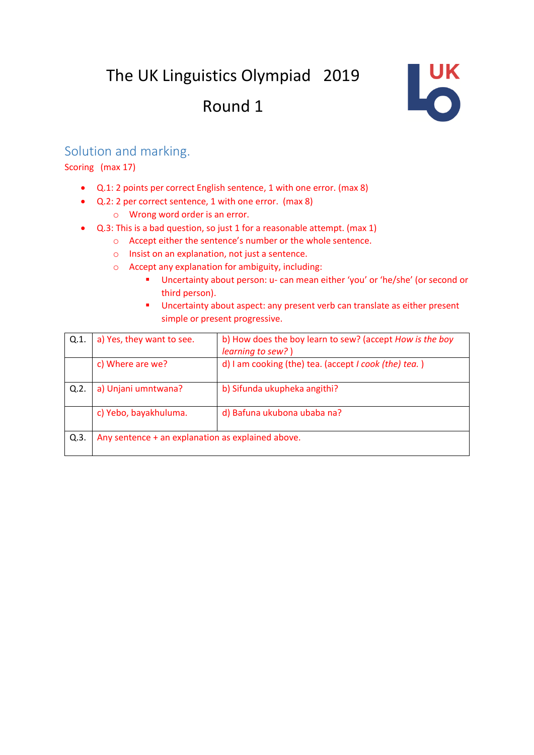# The UK Linguistics Olympiad 2019

# Round 1

## Solution and marking.

Scoring (max 17)

- Q.1: 2 points per correct English sentence, 1 with one error. (max 8)
- Q.2: 2 per correct sentence, 1 with one error. (max 8)
  - Wrong word order is an error.
- Q.3: This is a bad question, so just 1 for a reasonable attempt. (max 1)
  - Accept either the sentence's number or the whole sentence.
  - Insist on an explanation, not just a sentence.
  - Accept any explanation for ambiguity, including:
    - Uncertainty about person: u- can mean either 'you' or 'he/she' (or second or third person).
    - Uncertainty about aspect: any present verb can translate as either present simple or present progressive.

| | | |
|---|---|---|
| Q.1. | a) Yes, they want to see. | b) How does the boy learn to sew? (accept *How is the boy learning to sew?* ) |
| | c) Where are we? | d) I am cooking (the) tea. (accept *I cook (the) tea.* ) |
| Q.2. | a) Unjani umntwana? | b) Sifunda ukupheka angithi? |
| | c) Yebo, bayakhuluma. | d) Bafuna ukubona ubaba na? |
| Q.3. | Any sentence + an explanation as explained above. | |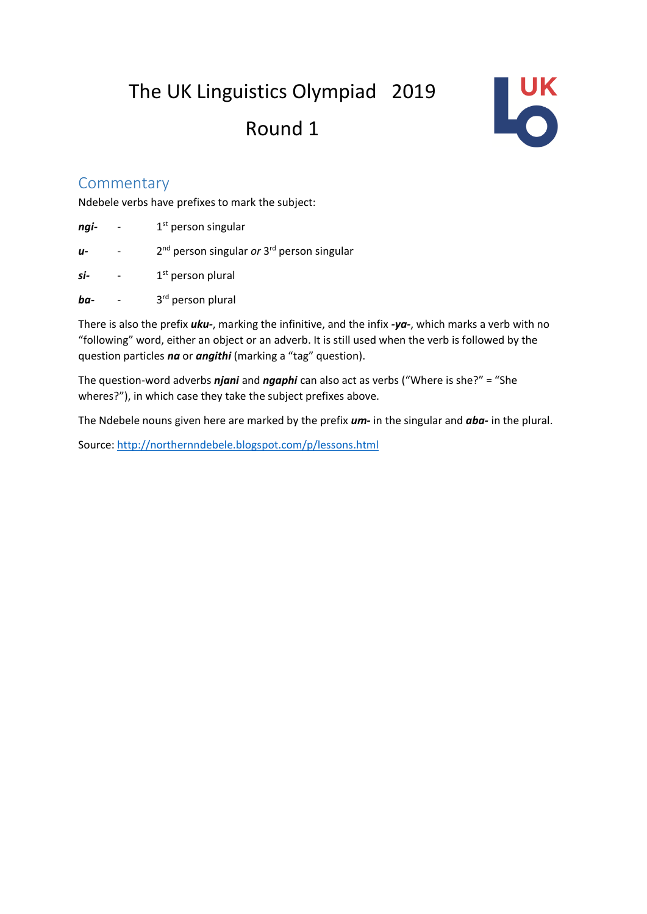# The UK Linguistics Olympiad 2019

# Round 1

## Commentary

Ndebele verbs have prefixes to mark the subject:

| | | |
|---|---|---|
| ***ngi-*** | - | 1st person singular |
| ***u-*** | - | 2nd person singular *or* 3rd person singular |
| ***si-*** | - | 1st person plural |
| ***ba-*** | - | 3rd person plural |

There is also the prefix ***uku-***, marking the infinitive, and the infix ***-ya-***, which marks a verb with no "following" word, either an object or an adverb. It is still used when the verb is followed by the question particles ***na*** or ***angithi*** (marking a "tag" question).

The question-word adverbs ***njani*** and ***ngaphi*** can also act as verbs ("Where is she?" = "She wheres?"), in which case they take the subject prefixes above.

The Ndebele nouns given here are marked by the prefix ***um-*** in the singular and ***aba-*** in the plural.

Source: http://northernndebele.blogspot.com/p/lessons.html